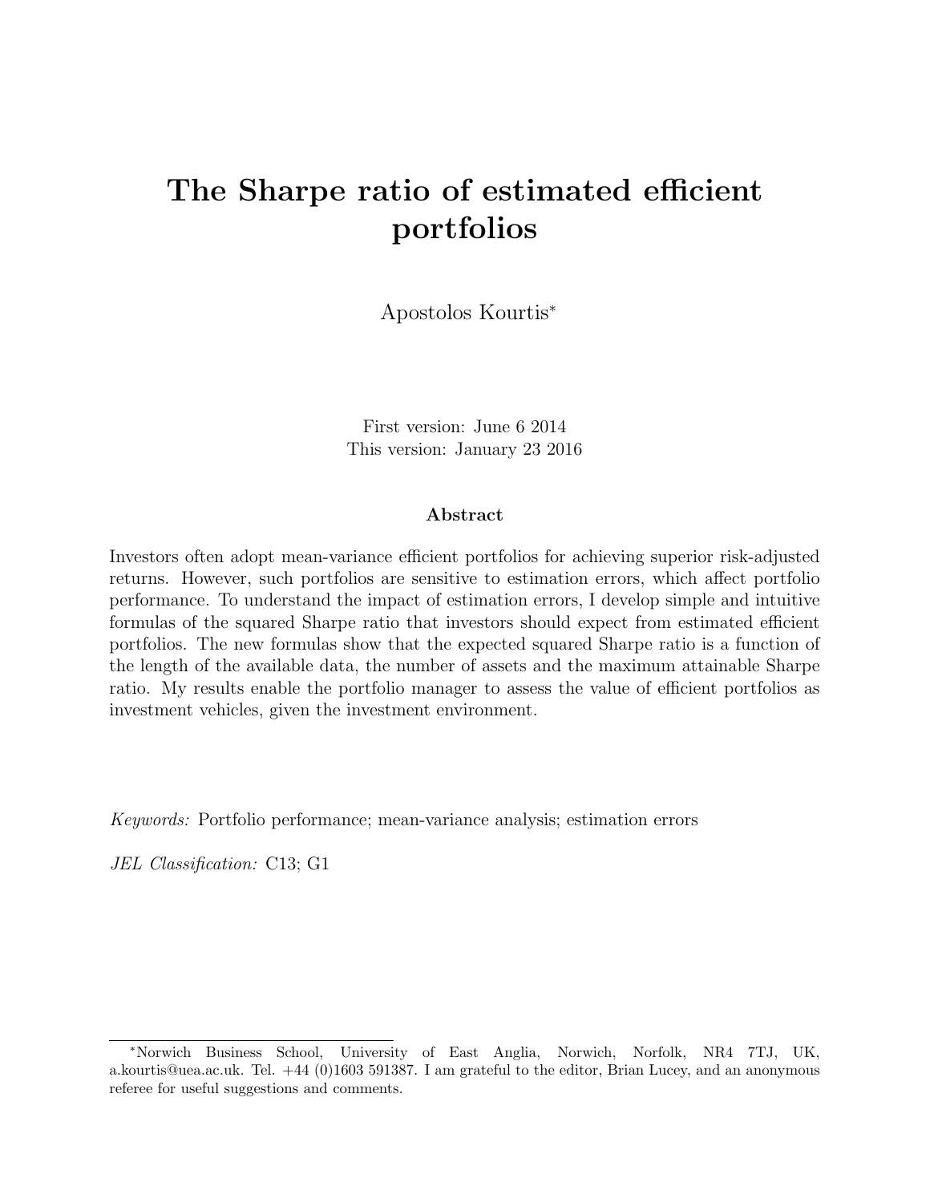# The Sharpe ratio of estimated efficient portfolios

Apostolos Kourtis[*]

First version: June 6 2014
This version: January 23 2016

## Abstract

Investors often adopt mean-variance efficient portfolios for achieving superior risk-adjusted returns. However, such portfolios are sensitive to estimation errors, which affect portfolio performance. To understand the impact of estimation errors, I develop simple and intuitive formulas of the squared Sharpe ratio that investors should expect from estimated efficient portfolios. The new formulas show that the expected squared Sharpe ratio is a function of the length of the available data, the number of assets and the maximum attainable Sharpe ratio. My results enable the portfolio manager to assess the value of efficient portfolios as investment vehicles, given the investment environment.

*Keywords:* Portfolio performance; mean-variance analysis; estimation errors

*JEL Classification:* C13; G1

[*] Norwich Business School, University of East Anglia, Norwich, Norfolk, NR4 7TJ, UK, a.kourtis@uea.ac.uk. Tel. +44 (0)1603 591387. I am grateful to the editor, Brian Lucey, and an anonymous referee for useful suggestions and comments.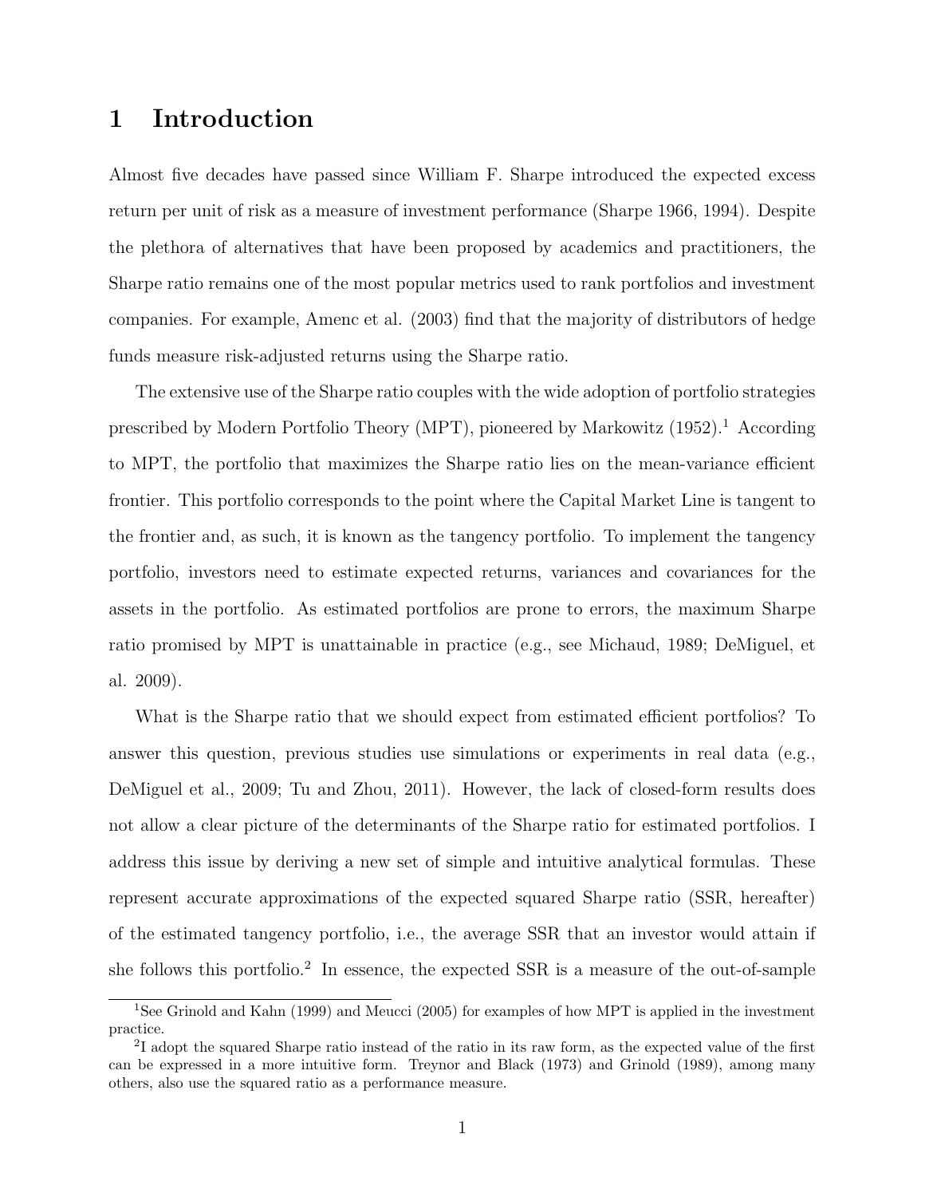# 1 Introduction

Almost five decades have passed since William F. Sharpe introduced the expected excess return per unit of risk as a measure of investment performance (Sharpe 1966, 1994). Despite the plethora of alternatives that have been proposed by academics and practitioners, the Sharpe ratio remains one of the most popular metrics used to rank portfolios and investment companies. For example, Amenc et al. (2003) find that the majority of distributors of hedge funds measure risk-adjusted returns using the Sharpe ratio.

The extensive use of the Sharpe ratio couples with the wide adoption of portfolio strategies prescribed by Modern Portfolio Theory (MPT), pioneered by Markowitz (1952).[1] According to MPT, the portfolio that maximizes the Sharpe ratio lies on the mean-variance efficient frontier. This portfolio corresponds to the point where the Capital Market Line is tangent to the frontier and, as such, it is known as the tangency portfolio. To implement the tangency portfolio, investors need to estimate expected returns, variances and covariances for the assets in the portfolio. As estimated portfolios are prone to errors, the maximum Sharpe ratio promised by MPT is unattainable in practice (e.g., see Michaud, 1989; DeMiguel, et al. 2009).

What is the Sharpe ratio that we should expect from estimated efficient portfolios? To answer this question, previous studies use simulations or experiments in real data (e.g., DeMiguel et al., 2009; Tu and Zhou, 2011). However, the lack of closed-form results does not allow a clear picture of the determinants of the Sharpe ratio for estimated portfolios. I address this issue by deriving a new set of simple and intuitive analytical formulas. These represent accurate approximations of the expected squared Sharpe ratio (SSR, hereafter) of the estimated tangency portfolio, i.e., the average SSR that an investor would attain if she follows this portfolio.[2] In essence, the expected SSR is a measure of the out-of-sample

[1] See Grinold and Kahn (1999) and Meucci (2005) for examples of how MPT is applied in the investment practice.

[2] I adopt the squared Sharpe ratio instead of the ratio in its raw form, as the expected value of the first can be expressed in a more intuitive form. Treynor and Black (1973) and Grinold (1989), among many others, also use the squared ratio as a performance measure.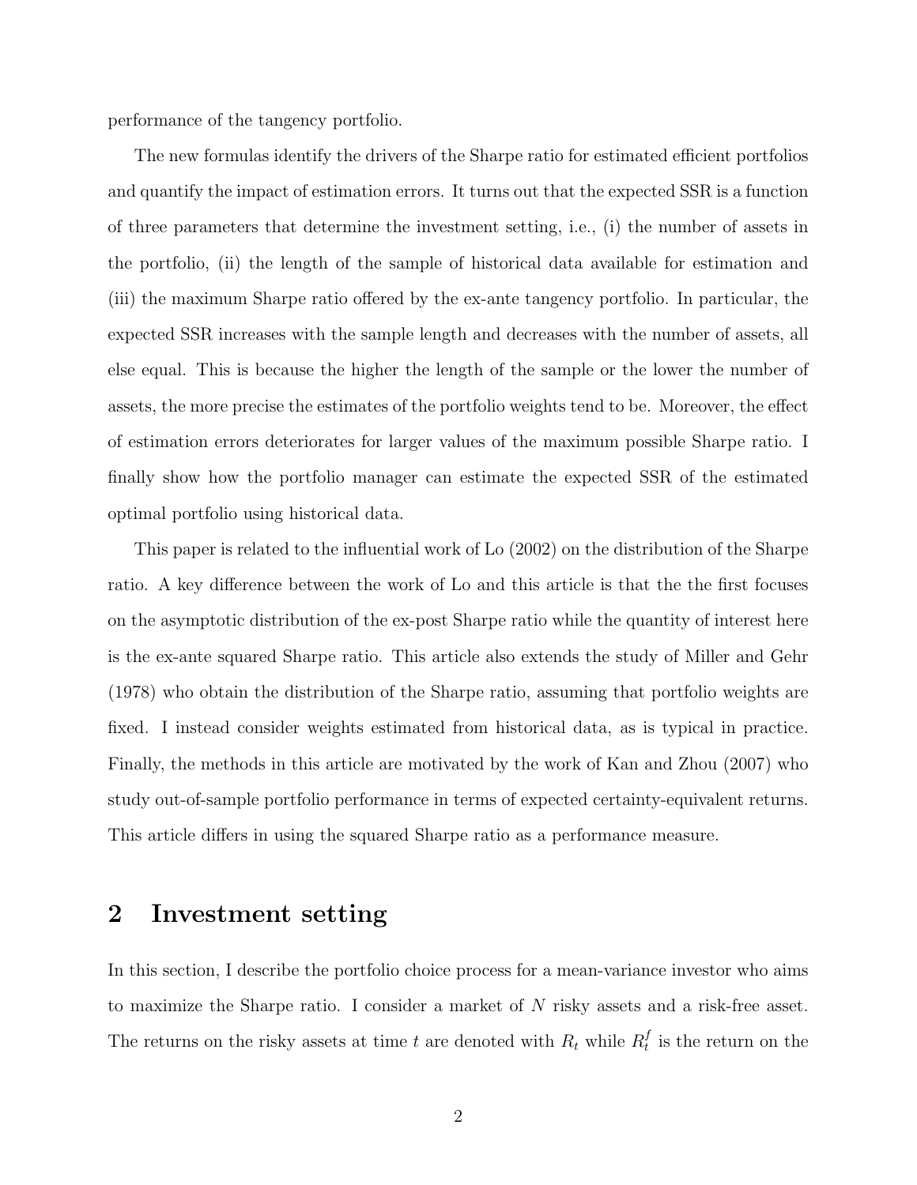performance of the tangency portfolio.

The new formulas identify the drivers of the Sharpe ratio for estimated efficient portfolios and quantify the impact of estimation errors. It turns out that the expected SSR is a function of three parameters that determine the investment setting, i.e., (i) the number of assets in the portfolio, (ii) the length of the sample of historical data available for estimation and (iii) the maximum Sharpe ratio offered by the ex-ante tangency portfolio. In particular, the expected SSR increases with the sample length and decreases with the number of assets, all else equal. This is because the higher the length of the sample or the lower the number of assets, the more precise the estimates of the portfolio weights tend to be. Moreover, the effect of estimation errors deteriorates for larger values of the maximum possible Sharpe ratio. I finally show how the portfolio manager can estimate the expected SSR of the estimated optimal portfolio using historical data.

This paper is related to the influential work of Lo (2002) on the distribution of the Sharpe ratio. A key difference between the work of Lo and this article is that the the first focuses on the asymptotic distribution of the ex-post Sharpe ratio while the quantity of interest here is the ex-ante squared Sharpe ratio. This article also extends the study of Miller and Gehr (1978) who obtain the distribution of the Sharpe ratio, assuming that portfolio weights are fixed. I instead consider weights estimated from historical data, as is typical in practice. Finally, the methods in this article are motivated by the work of Kan and Zhou (2007) who study out-of-sample portfolio performance in terms of expected certainty-equivalent returns. This article differs in using the squared Sharpe ratio as a performance measure.

## 2 Investment setting

In this section, I describe the portfolio choice process for a mean-variance investor who aims to maximize the Sharpe ratio. I consider a market of $N$ risky assets and a risk-free asset. The returns on the risky assets at time $t$ are denoted with $R_t$ while $R_t^f$ is the return on the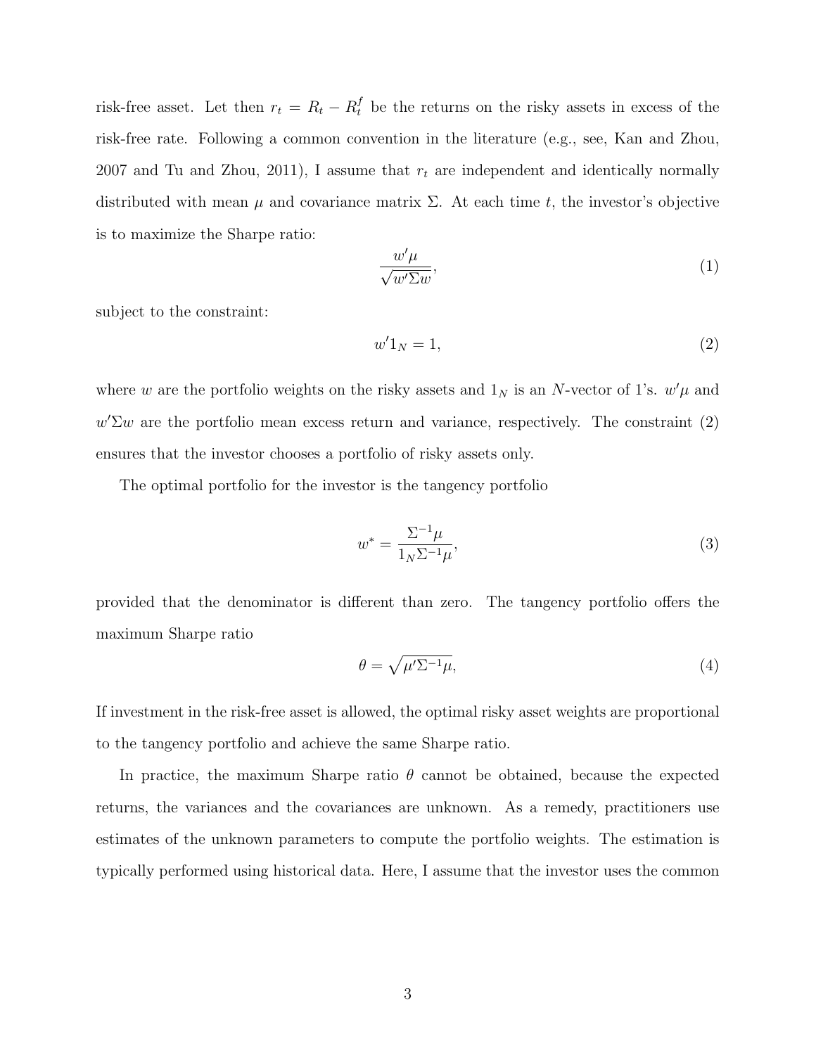risk-free asset. Let then $r_t = R_t - R_t^f$ be the returns on the risky assets in excess of the risk-free rate. Following a common convention in the literature (e.g., see, Kan and Zhou, 2007 and Tu and Zhou, 2011), I assume that $r_t$ are independent and identically normally distributed with mean $\mu$ and covariance matrix $\Sigma$. At each time $t$, the investor's objective is to maximize the Sharpe ratio:

$$\frac{w'\mu}{\sqrt{w'\Sigma w}}, \tag{1}$$

subject to the constraint:

$$w'1_N = 1, \tag{2}$$

where $w$ are the portfolio weights on the risky assets and $1_N$ is an $N$-vector of 1's. $w'\mu$ and $w'\Sigma w$ are the portfolio mean excess return and variance, respectively. The constraint (2) ensures that the investor chooses a portfolio of risky assets only.

The optimal portfolio for the investor is the tangency portfolio

$$w^* = \frac{\Sigma^{-1}\mu}{1_N \Sigma^{-1}\mu}, \tag{3}$$

provided that the denominator is different than zero. The tangency portfolio offers the maximum Sharpe ratio

$$\theta = \sqrt{\mu'\Sigma^{-1}\mu}, \tag{4}$$

If investment in the risk-free asset is allowed, the optimal risky asset weights are proportional to the tangency portfolio and achieve the same Sharpe ratio.

In practice, the maximum Sharpe ratio $\theta$ cannot be obtained, because the expected returns, the variances and the covariances are unknown. As a remedy, practitioners use estimates of the unknown parameters to compute the portfolio weights. The estimation is typically performed using historical data. Here, I assume that the investor uses the common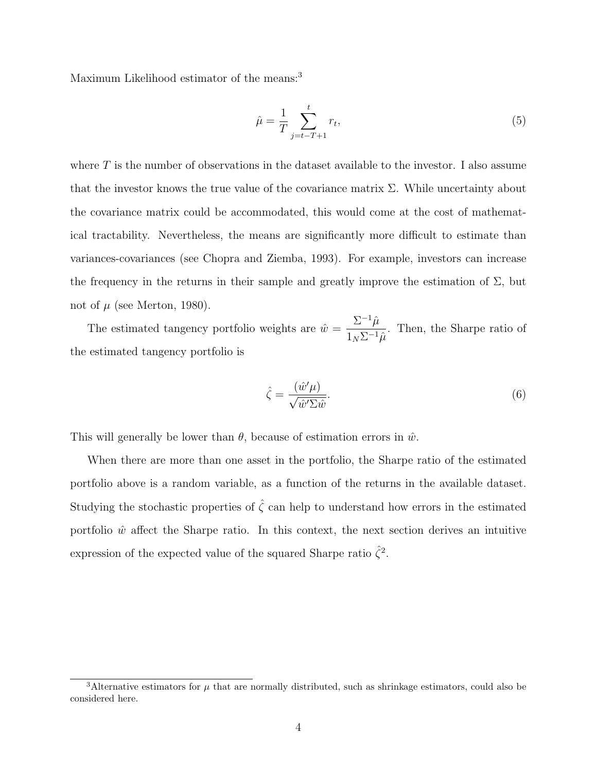Maximum Likelihood estimator of the means:[3]

$$\hat{\mu} = \frac{1}{T} \sum_{j=t-T+1}^{t} r_t, \tag{5}$$

where $T$ is the number of observations in the dataset available to the investor. I also assume that the investor knows the true value of the covariance matrix $\Sigma$. While uncertainty about the covariance matrix could be accommodated, this would come at the cost of mathematical tractability. Nevertheless, the means are significantly more difficult to estimate than variances-covariances (see Chopra and Ziemba, 1993). For example, investors can increase the frequency in the returns in their sample and greatly improve the estimation of $\Sigma$, but not of $\mu$ (see Merton, 1980).

The estimated tangency portfolio weights are $\hat{w} = \frac{\Sigma^{-1}\hat{\mu}}{1_N \Sigma^{-1}\hat{\mu}}$. Then, the Sharpe ratio of the estimated tangency portfolio is

$$\hat{\zeta} = \frac{(\hat{w}'\mu)}{\sqrt{\hat{w}'\Sigma\hat{w}}}. \tag{6}$$

This will generally be lower than $\theta$, because of estimation errors in $\hat{w}$.

When there are more than one asset in the portfolio, the Sharpe ratio of the estimated portfolio above is a random variable, as a function of the returns in the available dataset. Studying the stochastic properties of $\hat{\zeta}$ can help to understand how errors in the estimated portfolio $\hat{w}$ affect the Sharpe ratio. In this context, the next section derives an intuitive expression of the expected value of the squared Sharpe ratio $\hat{\zeta}^2$.

[3] Alternative estimators for $\mu$ that are normally distributed, such as shrinkage estimators, could also be considered here.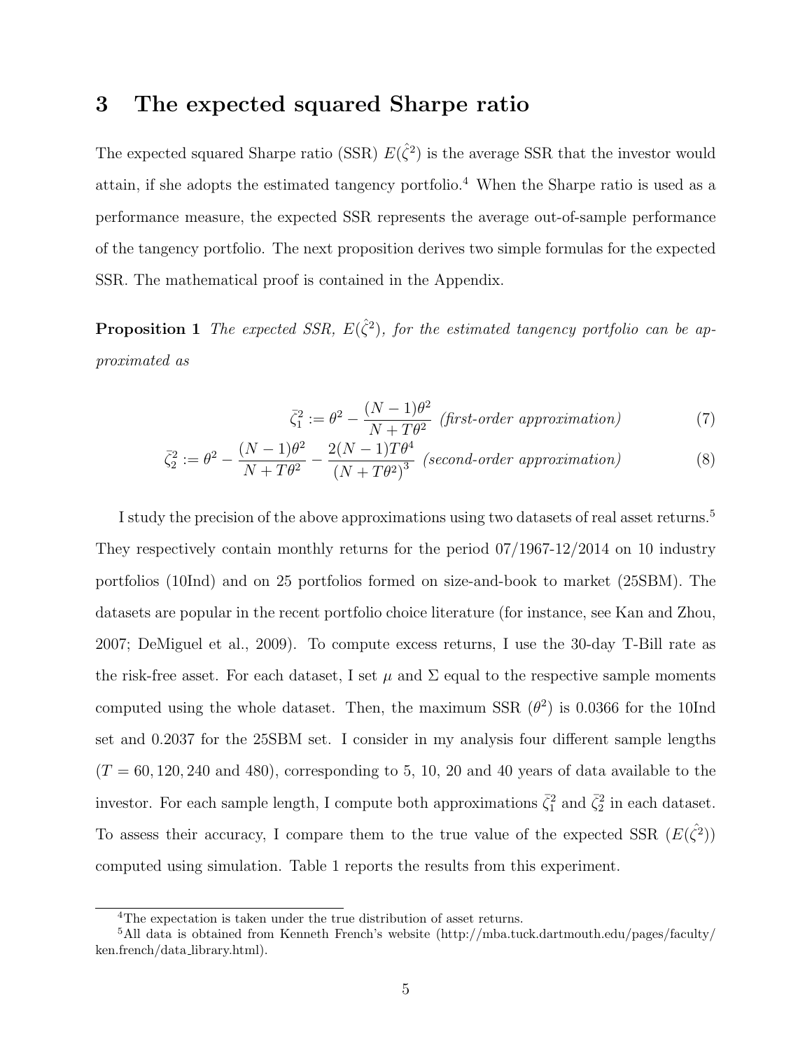## 3 The expected squared Sharpe ratio

The expected squared Sharpe ratio (SSR) $E(\hat{\zeta}^2)$ is the average SSR that the investor would attain, if she adopts the estimated tangency portfolio.[4] When the Sharpe ratio is used as a performance measure, the expected SSR represents the average out-of-sample performance of the tangency portfolio. The next proposition derives two simple formulas for the expected SSR. The mathematical proof is contained in the Appendix.

**Proposition 1** *The expected SSR, $E(\hat{\zeta}^2)$, for the estimated tangency portfolio can be approximated as*

$$\bar{\zeta}_1^2 := \theta^2 - \frac{(N-1)\theta^2}{N+T\theta^2} \text{ (first-order approximation)} \tag{7}$$

$$\bar{\zeta}_2^2 := \theta^2 - \frac{(N-1)\theta^2}{N+T\theta^2} - \frac{2(N-1)T\theta^4}{(N+T\theta^2)^3} \text{ (second-order approximation)} \tag{8}$$

I study the precision of the above approximations using two datasets of real asset returns.[5] They respectively contain monthly returns for the period 07/1967-12/2014 on 10 industry portfolios (10Ind) and on 25 portfolios formed on size-and-book to market (25SBM). The datasets are popular in the recent portfolio choice literature (for instance, see Kan and Zhou, 2007; DeMiguel et al., 2009). To compute excess returns, I use the 30-day T-Bill rate as the risk-free asset. For each dataset, I set $\mu$ and $\Sigma$ equal to the respective sample moments computed using the whole dataset. Then, the maximum SSR ($\theta^2$) is 0.0366 for the 10Ind set and 0.2037 for the 25SBM set. I consider in my analysis four different sample lengths ($T = 60, 120, 240$ and $480$), corresponding to 5, 10, 20 and 40 years of data available to the investor. For each sample length, I compute both approximations $\bar{\zeta}_1^2$ and $\bar{\zeta}_2^2$ in each dataset. To assess their accuracy, I compare them to the true value of the expected SSR ($E(\hat{\zeta}^2)$) computed using simulation. Table 1 reports the results from this experiment.

[4] The expectation is taken under the true distribution of asset returns.

[5] All data is obtained from Kenneth French's website (http://mba.tuck.dartmouth.edu/pages/faculty/ken.french/data_library.html).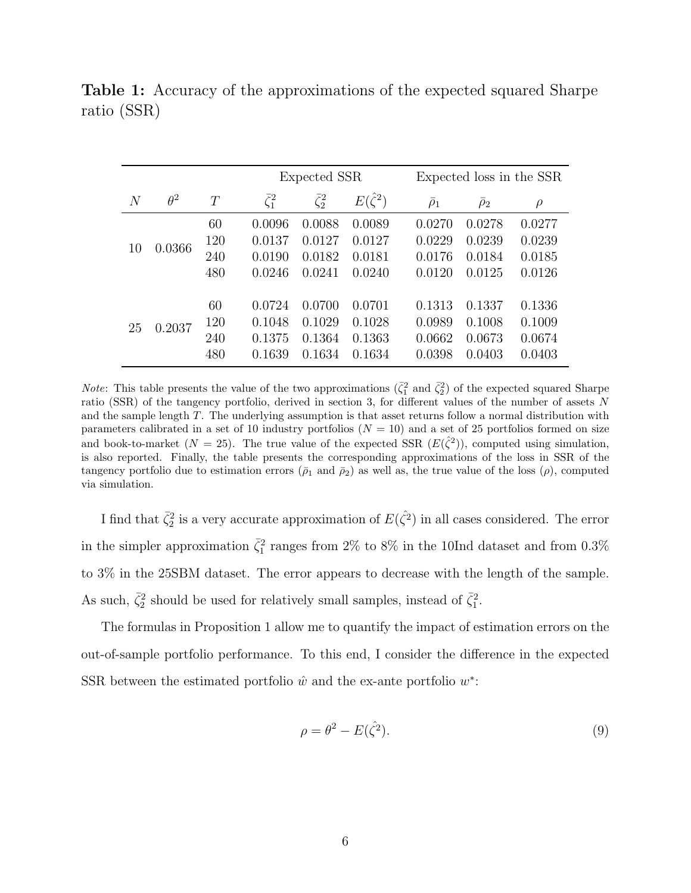**Table 1:** Accuracy of the approximations of the expected squared Sharpe ratio (SSR)

| | | | Expected SSR | | | Expected loss in the SSR | | |
|---|---|---|---|---|---|---|---|---|
| $N$ | $\theta^2$ | $T$ | $\bar{\zeta}_1^2$ | $\bar{\zeta}_2^2$ | $E(\hat{\zeta}^2)$ | $\bar{\rho}_1$ | $\bar{\rho}_2$ | $\rho$ |
| 10 | 0.0366 | 60 | 0.0096 | 0.0088 | 0.0089 | 0.0270 | 0.0278 | 0.0277 |
| | | 120 | 0.0137 | 0.0127 | 0.0127 | 0.0229 | 0.0239 | 0.0239 |
| | | 240 | 0.0190 | 0.0182 | 0.0181 | 0.0176 | 0.0184 | 0.0185 |
| | | 480 | 0.0246 | 0.0241 | 0.0240 | 0.0120 | 0.0125 | 0.0126 |
| 25 | 0.2037 | 60 | 0.0724 | 0.0700 | 0.0701 | 0.1313 | 0.1337 | 0.1336 |
| | | 120 | 0.1048 | 0.1029 | 0.1028 | 0.0989 | 0.1008 | 0.1009 |
| | | 240 | 0.1375 | 0.1364 | 0.1363 | 0.0662 | 0.0673 | 0.0674 |
| | | 480 | 0.1639 | 0.1634 | 0.1634 | 0.0398 | 0.0403 | 0.0403 |

*Note*: This table presents the value of the two approximations ($\bar{\zeta}_1^2$ and $\bar{\zeta}_2^2$) of the expected squared Sharpe ratio (SSR) of the tangency portfolio, derived in section 3, for different values of the number of assets $N$ and the sample length $T$. The underlying assumption is that asset returns follow a normal distribution with parameters calibrated in a set of 10 industry portfolios ($N = 10$) and a set of 25 portfolios formed on size and book-to-market ($N = 25$). The true value of the expected SSR ($E(\hat{\zeta}^2)$), computed using simulation, is also reported. Finally, the table presents the corresponding approximations of the loss in SSR of the tangency portfolio due to estimation errors ($\bar{\rho}_1$ and $\bar{\rho}_2$) as well as, the true value of the loss ($\rho$), computed via simulation.

I find that $\bar{\zeta}_2^2$ is a very accurate approximation of $E(\hat{\zeta}^2)$ in all cases considered. The error in the simpler approximation $\bar{\zeta}_1^2$ ranges from 2% to 8% in the 10Ind dataset and from 0.3% to 3% in the 25SBM dataset. The error appears to decrease with the length of the sample. As such, $\bar{\zeta}_2^2$ should be used for relatively small samples, instead of $\bar{\zeta}_1^2$.

The formulas in Proposition 1 allow me to quantify the impact of estimation errors on the out-of-sample portfolio performance. To this end, I consider the difference in the expected SSR between the estimated portfolio $\hat{w}$ and the ex-ante portfolio $w^*$:

$$\rho = \theta^2 - E(\hat{\zeta}^2). \tag{9}$$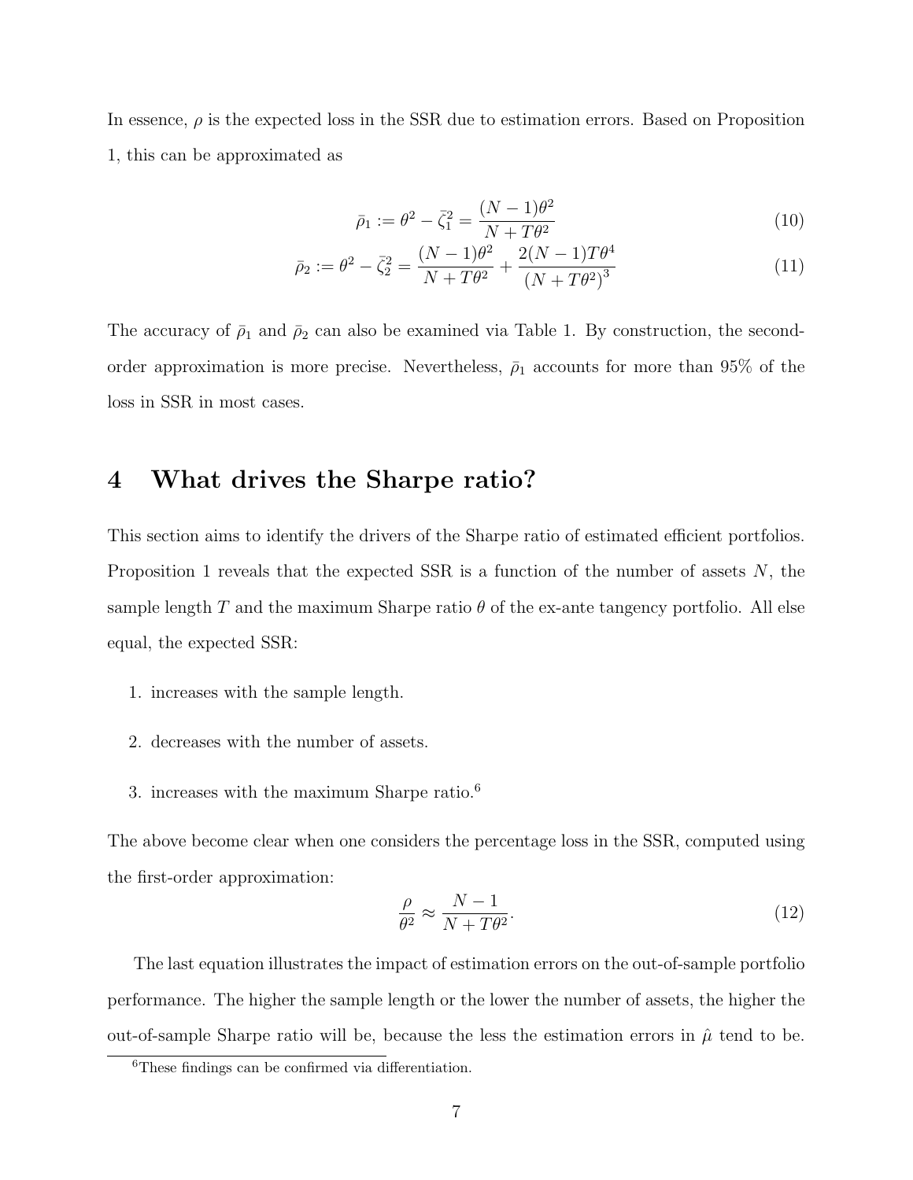In essence, $\rho$ is the expected loss in the SSR due to estimation errors. Based on Proposition 1, this can be approximated as

$$\bar{\rho}_1 := \theta^2 - \bar{\zeta}_1^2 = \frac{(N-1)\theta^2}{N + T\theta^2} \tag{10}$$

$$\bar{\rho}_2 := \theta^2 - \bar{\zeta}_2^2 = \frac{(N-1)\theta^2}{N + T\theta^2} + \frac{2(N-1)T\theta^4}{(N + T\theta^2)^3} \tag{11}$$

The accuracy of $\bar{\rho}_1$ and $\bar{\rho}_2$ can also be examined via Table 1. By construction, the second-order approximation is more precise. Nevertheless, $\bar{\rho}_1$ accounts for more than 95% of the loss in SSR in most cases.

# 4 What drives the Sharpe ratio?

This section aims to identify the drivers of the Sharpe ratio of estimated efficient portfolios. Proposition 1 reveals that the expected SSR is a function of the number of assets $N$, the sample length $T$ and the maximum Sharpe ratio $\theta$ of the ex-ante tangency portfolio. All else equal, the expected SSR:

1. increases with the sample length.
2. decreases with the number of assets.
3. increases with the maximum Sharpe ratio.[6]

The above become clear when one considers the percentage loss in the SSR, computed using the first-order approximation:

$$\frac{\rho}{\theta^2} \approx \frac{N-1}{N + T\theta^2}. \tag{12}$$

The last equation illustrates the impact of estimation errors on the out-of-sample portfolio performance. The higher the sample length or the lower the number of assets, the higher the out-of-sample Sharpe ratio will be, because the less the estimation errors in $\hat{\mu}$ tend to be.

[6] These findings can be confirmed via differentiation.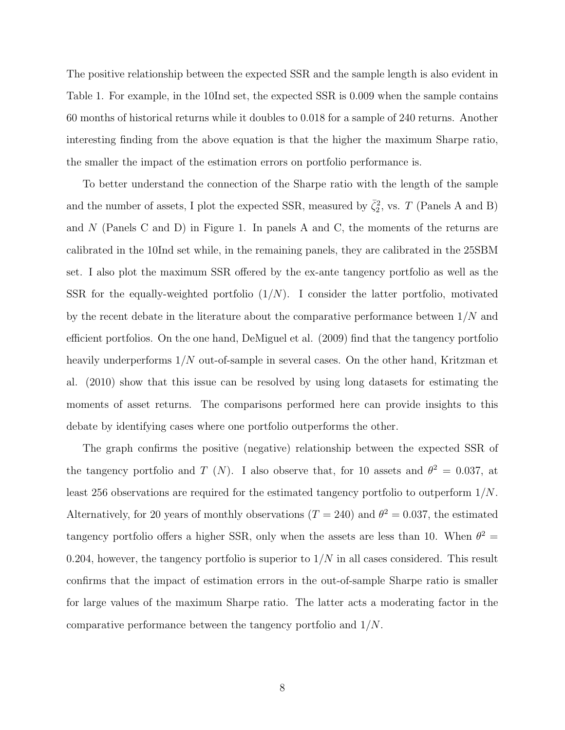The positive relationship between the expected SSR and the sample length is also evident in Table 1. For example, in the 10Ind set, the expected SSR is 0.009 when the sample contains 60 months of historical returns while it doubles to 0.018 for a sample of 240 returns. Another interesting finding from the above equation is that the higher the maximum Sharpe ratio, the smaller the impact of the estimation errors on portfolio performance is.

To better understand the connection of the Sharpe ratio with the length of the sample and the number of assets, I plot the expected SSR, measured by $\bar{\zeta}_2^2$, vs. $T$ (Panels A and B) and $N$ (Panels C and D) in Figure 1. In panels A and C, the moments of the returns are calibrated in the 10Ind set while, in the remaining panels, they are calibrated in the 25SBM set. I also plot the maximum SSR offered by the ex-ante tangency portfolio as well as the SSR for the equally-weighted portfolio ($1/N$). I consider the latter portfolio, motivated by the recent debate in the literature about the comparative performance between $1/N$ and efficient portfolios. On the one hand, DeMiguel et al. (2009) find that the tangency portfolio heavily underperforms $1/N$ out-of-sample in several cases. On the other hand, Kritzman et al. (2010) show that this issue can be resolved by using long datasets for estimating the moments of asset returns. The comparisons performed here can provide insights to this debate by identifying cases where one portfolio outperforms the other.

The graph confirms the positive (negative) relationship between the expected SSR of the tangency portfolio and $T$ ($N$). I also observe that, for 10 assets and $\theta^2 = 0.037$, at least 256 observations are required for the estimated tangency portfolio to outperform $1/N$. Alternatively, for 20 years of monthly observations ($T = 240$) and $\theta^2 = 0.037$, the estimated tangency portfolio offers a higher SSR, only when the assets are less than 10. When $\theta^2 = 0.204$, however, the tangency portfolio is superior to $1/N$ in all cases considered. This result confirms that the impact of estimation errors in the out-of-sample Sharpe ratio is smaller for large values of the maximum Sharpe ratio. The latter acts a moderating factor in the comparative performance between the tangency portfolio and $1/N$.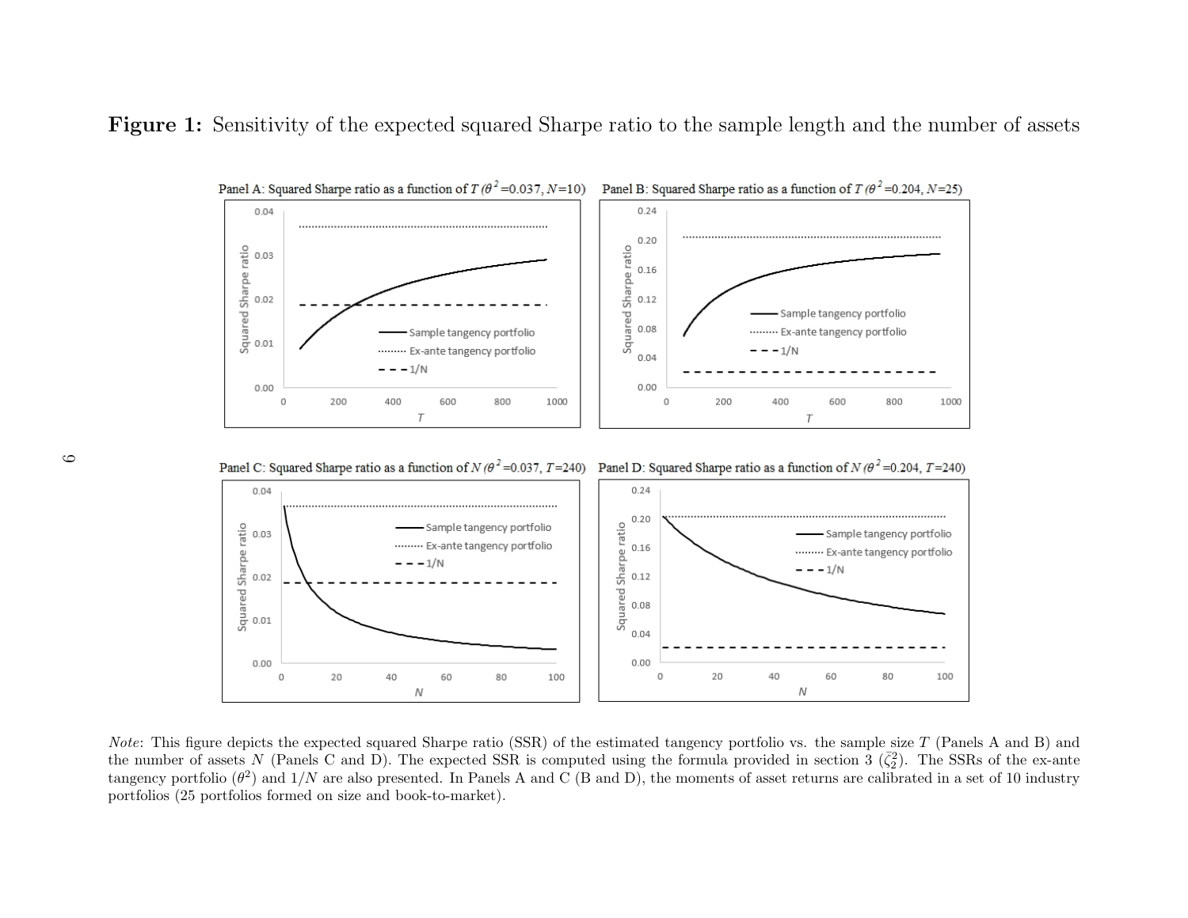**Figure 1:** Sensitivity of the expected squared Sharpe ratio to the sample length and the number of assets

Panel A: Squared Sharpe ratio as a function of $T$ ($\theta^2$=0.037, $N$=10)

Panel B: Squared Sharpe ratio as a function of $T$ ($\theta^2$=0.204, $N$=25)

Panel C: Squared Sharpe ratio as a function of $N$ ($\theta^2$=0.037, $T$=240)

Panel D: Squared Sharpe ratio as a function of $N$ ($\theta^2$=0.204, $T$=240)

*Note*: This figure depicts the expected squared Sharpe ratio (SSR) of the estimated tangency portfolio vs. the sample size $T$ (Panels A and B) and the number of assets $N$ (Panels C and D). The expected SSR is computed using the formula provided in section 3 ($\bar{\zeta}_2^2$). The SSRs of the ex-ante tangency portfolio ($\theta^2$) and $1/N$ are also presented. In Panels A and C (B and D), the moments of asset returns are calibrated in a set of 10 industry portfolios (25 portfolios formed on size and book-to-market).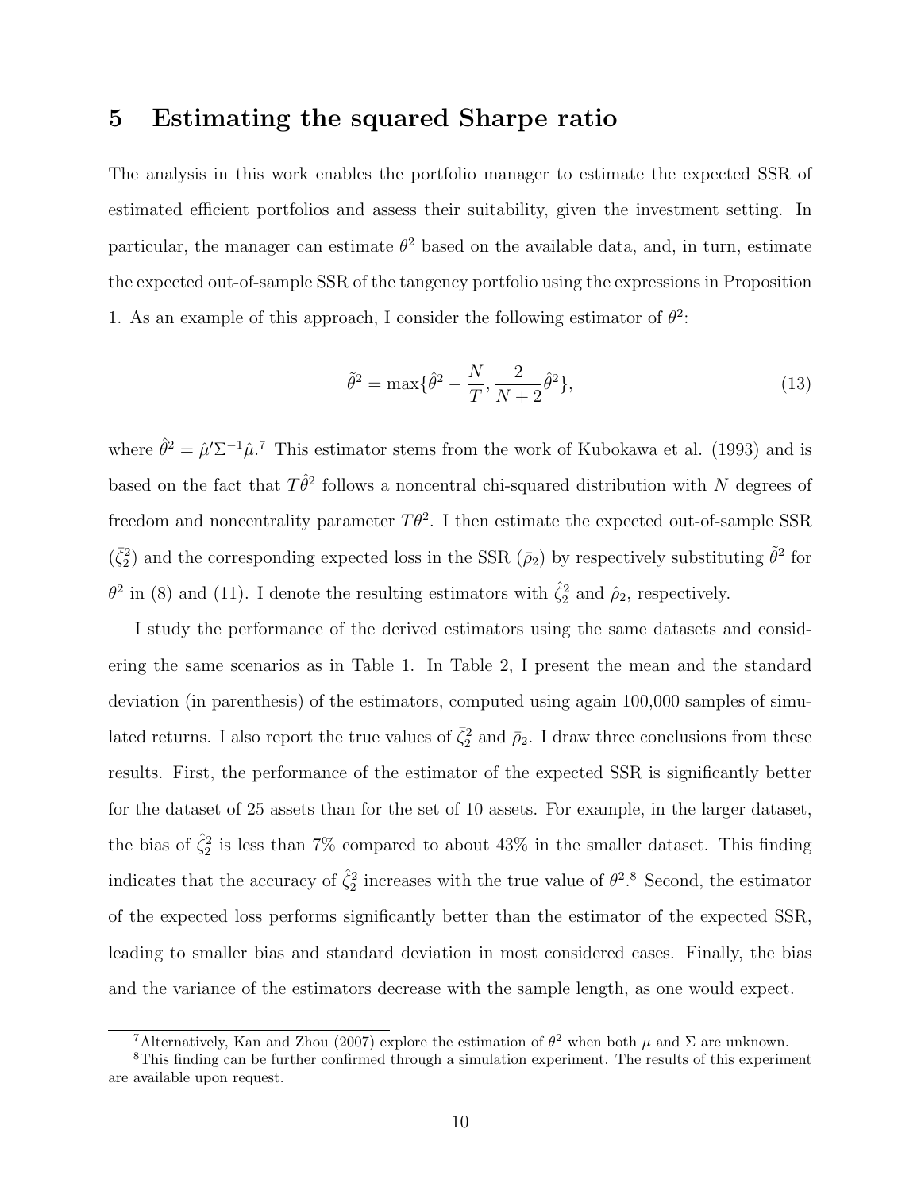## 5 Estimating the squared Sharpe ratio

The analysis in this work enables the portfolio manager to estimate the expected SSR of estimated efficient portfolios and assess their suitability, given the investment setting. In particular, the manager can estimate $\theta^2$ based on the available data, and, in turn, estimate the expected out-of-sample SSR of the tangency portfolio using the expressions in Proposition 1. As an example of this approach, I consider the following estimator of $\theta^2$:

$$\tilde{\theta}^2 = \max\{\hat{\theta}^2 - \frac{N}{T}, \frac{2}{N+2}\hat{\theta}^2\}, \tag{13}$$

where $\hat{\theta}^2 = \hat{\mu}'\Sigma^{-1}\hat{\mu}$.[7] This estimator stems from the work of Kubokawa et al. (1993) and is based on the fact that $T\hat{\theta}^2$ follows a noncentral chi-squared distribution with $N$ degrees of freedom and noncentrality parameter $T\theta^2$. I then estimate the expected out-of-sample SSR ($\bar{\zeta}_2^2$) and the corresponding expected loss in the SSR ($\bar{\rho}_2$) by respectively substituting $\tilde{\theta}^2$ for $\theta^2$ in (8) and (11). I denote the resulting estimators with $\hat{\zeta}_2^2$ and $\hat{\rho}_2$, respectively.

I study the performance of the derived estimators using the same datasets and considering the same scenarios as in Table 1. In Table 2, I present the mean and the standard deviation (in parenthesis) of the estimators, computed using again 100,000 samples of simulated returns. I also report the true values of $\bar{\zeta}_2^2$ and $\bar{\rho}_2$. I draw three conclusions from these results. First, the performance of the estimator of the expected SSR is significantly better for the dataset of 25 assets than for the set of 10 assets. For example, in the larger dataset, the bias of $\hat{\zeta}_2^2$ is less than 7% compared to about 43% in the smaller dataset. This finding indicates that the accuracy of $\hat{\zeta}_2^2$ increases with the true value of $\theta^2$.[8] Second, the estimator of the expected loss performs significantly better than the estimator of the expected SSR, leading to smaller bias and standard deviation in most considered cases. Finally, the bias and the variance of the estimators decrease with the sample length, as one would expect.

[7] Alternatively, Kan and Zhou (2007) explore the estimation of $\theta^2$ when both $\mu$ and $\Sigma$ are unknown.

[8] This finding can be further confirmed through a simulation experiment. The results of this experiment are available upon request.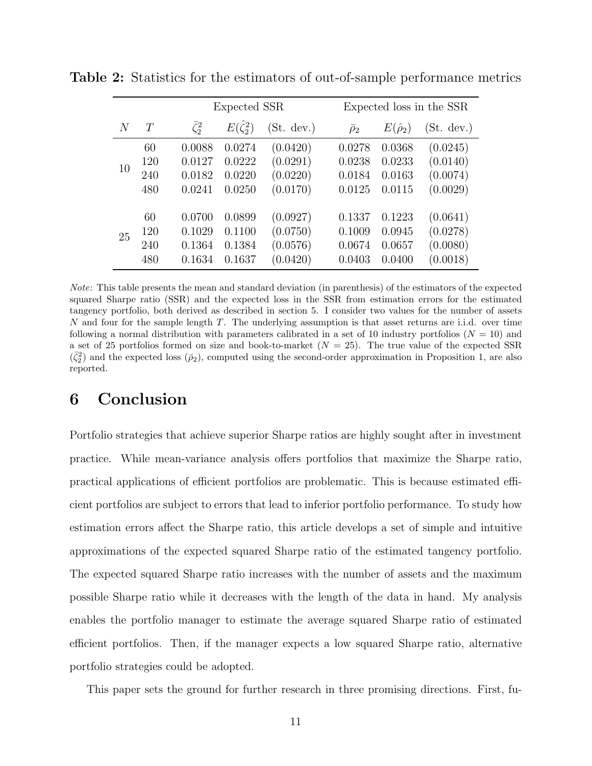**Table 2:** Statistics for the estimators of out-of-sample performance metrics

| | | Expected SSR | | | Expected loss in the SSR | | |
|---|---|---|---|---|---|---|---|
| $N$ | $T$ | $\bar{\zeta}_2^2$ | $E(\hat{\zeta}_2^2)$ | (St. dev.) | $\bar{\rho}_2$ | $E(\hat{\rho}_2)$ | (St. dev.) |
| 10 | 60 | 0.0088 | 0.0274 | (0.0420) | 0.0278 | 0.0368 | (0.0245) |
| | 120 | 0.0127 | 0.0222 | (0.0291) | 0.0238 | 0.0233 | (0.0140) |
| | 240 | 0.0182 | 0.0220 | (0.0220) | 0.0184 | 0.0163 | (0.0074) |
| | 480 | 0.0241 | 0.0250 | (0.0170) | 0.0125 | 0.0115 | (0.0029) |
| 25 | 60 | 0.0700 | 0.0899 | (0.0927) | 0.1337 | 0.1223 | (0.0641) |
| | 120 | 0.1029 | 0.1100 | (0.0750) | 0.1009 | 0.0945 | (0.0278) |
| | 240 | 0.1364 | 0.1384 | (0.0576) | 0.0674 | 0.0657 | (0.0080) |
| | 480 | 0.1634 | 0.1637 | (0.0420) | 0.0403 | 0.0400 | (0.0018) |

*Note*: This table presents the mean and standard deviation (in parenthesis) of the estimators of the expected squared Sharpe ratio (SSR) and the expected loss in the SSR from estimation errors for the estimated tangency portfolio, both derived as described in section 5. I consider two values for the number of assets $N$ and four for the sample length $T$. The underlying assumption is that asset returns are i.i.d. over time following a normal distribution with parameters calibrated in a set of 10 industry portfolios ($N = 10$) and a set of 25 portfolios formed on size and book-to-market ($N = 25$). The true value of the expected SSR ($\bar{\zeta}_2^2$) and the expected loss ($\bar{\rho}_2$), computed using the second-order approximation in Proposition 1, are also reported.

# 6 Conclusion

Portfolio strategies that achieve superior Sharpe ratios are highly sought after in investment practice. While mean-variance analysis offers portfolios that maximize the Sharpe ratio, practical applications of efficient portfolios are problematic. This is because estimated efficient portfolios are subject to errors that lead to inferior portfolio performance. To study how estimation errors affect the Sharpe ratio, this article develops a set of simple and intuitive approximations of the expected squared Sharpe ratio of the estimated tangency portfolio. The expected squared Sharpe ratio increases with the number of assets and the maximum possible Sharpe ratio while it decreases with the length of the data in hand. My analysis enables the portfolio manager to estimate the average squared Sharpe ratio of estimated efficient portfolios. Then, if the manager expects a low squared Sharpe ratio, alternative portfolio strategies could be adopted.

This paper sets the ground for further research in three promising directions. First, fu-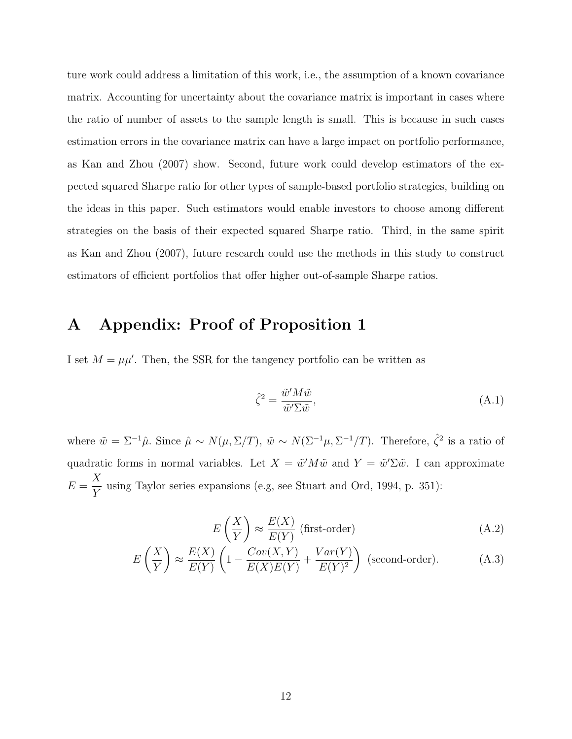ture work could address a limitation of this work, i.e., the assumption of a known covariance matrix. Accounting for uncertainty about the covariance matrix is important in cases where the ratio of number of assets to the sample length is small. This is because in such cases estimation errors in the covariance matrix can have a large impact on portfolio performance, as Kan and Zhou (2007) show. Second, future work could develop estimators of the expected squared Sharpe ratio for other types of sample-based portfolio strategies, building on the ideas in this paper. Such estimators would enable investors to choose among different strategies on the basis of their expected squared Sharpe ratio. Third, in the same spirit as Kan and Zhou (2007), future research could use the methods in this study to construct estimators of efficient portfolios that offer higher out-of-sample Sharpe ratios.

# A Appendix: Proof of Proposition 1

I set $M = \mu\mu'$. Then, the SSR for the tangency portfolio can be written as

$$\hat{\zeta}^2 = \frac{\tilde{w}' M \tilde{w}}{\tilde{w}' \Sigma \tilde{w}}, \tag{A.1}$$

where $\tilde{w} = \Sigma^{-1}\hat{\mu}$. Since $\hat{\mu} \sim N(\mu, \Sigma/T)$, $\tilde{w} \sim N(\Sigma^{-1}\mu, \Sigma^{-1}/T)$. Therefore, $\hat{\zeta}^2$ is a ratio of quadratic forms in normal variables. Let $X = \tilde{w}' M \tilde{w}$ and $Y = \tilde{w}' \Sigma \tilde{w}$. I can approximate $E = \dfrac{X}{Y}$ using Taylor series expansions (e.g, see Stuart and Ord, 1994, p. 351):

$$E\left(\frac{X}{Y}\right) \approx \frac{E(X)}{E(Y)} \text{ (first-order)} \tag{A.2}$$

$$E\left(\frac{X}{Y}\right) \approx \frac{E(X)}{E(Y)}\left(1 - \frac{Cov(X,Y)}{E(X)E(Y)} + \frac{Var(Y)}{E(Y)^2}\right) \text{ (second-order).} \tag{A.3}$$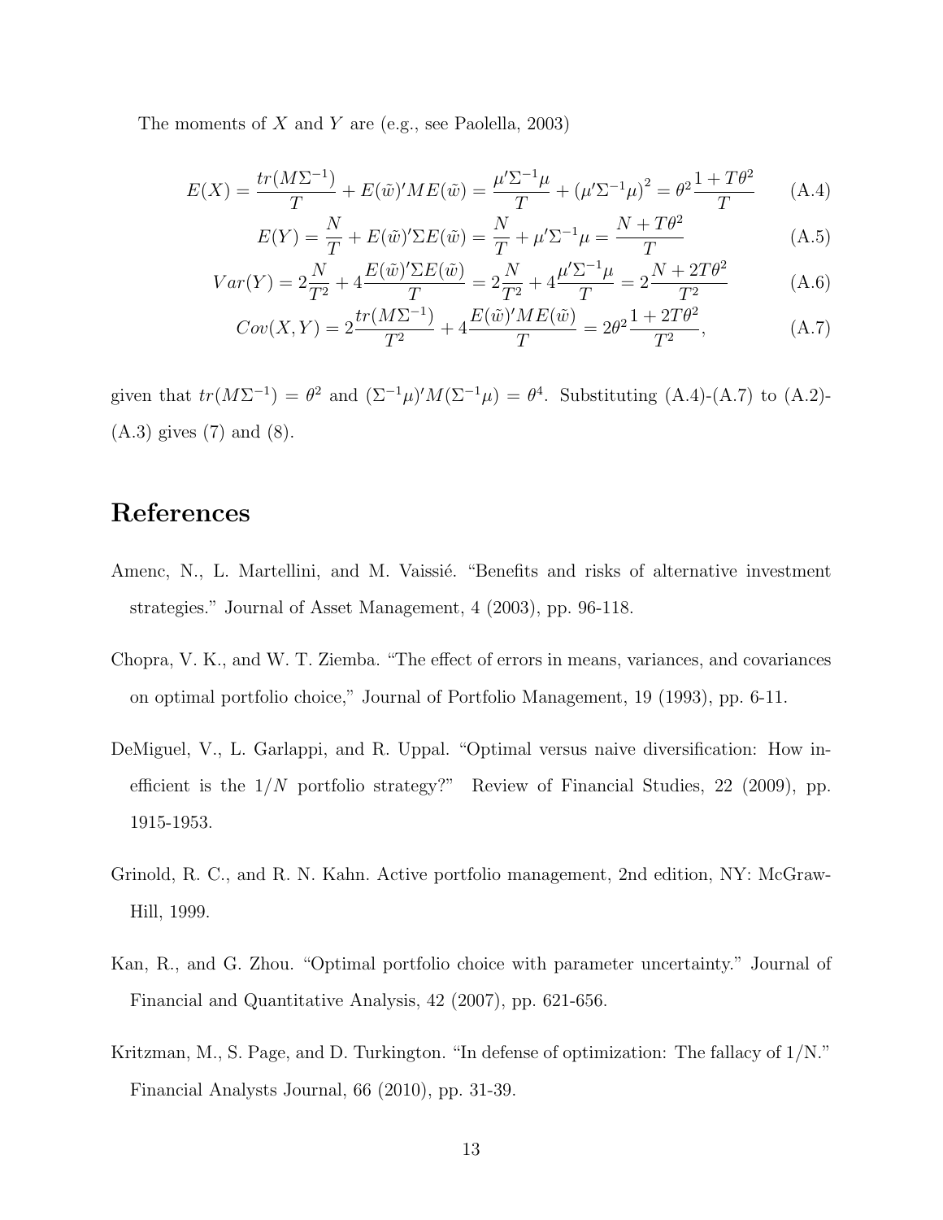The moments of $X$ and $Y$ are (e.g., see Paolella, 2003)

$$E(X) = \frac{tr(M\Sigma^{-1})}{T} + E(\tilde{w})'ME(\tilde{w}) = \frac{\mu'\Sigma^{-1}\mu}{T} + (\mu'\Sigma^{-1}\mu)^2 = \theta^2\frac{1+T\theta^2}{T} \tag{A.4}$$

$$E(Y) = \frac{N}{T} + E(\tilde{w})'\Sigma E(\tilde{w}) = \frac{N}{T} + \mu'\Sigma^{-1}\mu = \frac{N+T\theta^2}{T} \tag{A.5}$$

$$Var(Y) = 2\frac{N}{T^2} + 4\frac{E(\tilde{w})'\Sigma E(\tilde{w})}{T} = 2\frac{N}{T^2} + 4\frac{\mu'\Sigma^{-1}\mu}{T} = 2\frac{N+2T\theta^2}{T^2} \tag{A.6}$$

$$Cov(X,Y) = 2\frac{tr(M\Sigma^{-1})}{T^2} + 4\frac{E(\tilde{w})'ME(\tilde{w})}{T} = 2\theta^2\frac{1+2T\theta^2}{T^2}, \tag{A.7}$$

given that $tr(M\Sigma^{-1}) = \theta^2$ and $(\Sigma^{-1}\mu)'M(\Sigma^{-1}\mu) = \theta^4$. Substituting (A.4)-(A.7) to (A.2)-(A.3) gives (7) and (8).

## References

Amenc, N., L. Martellini, and M. Vaissié. "Benefits and risks of alternative investment strategies." Journal of Asset Management, 4 (2003), pp. 96-118.

Chopra, V. K., and W. T. Ziemba. "The effect of errors in means, variances, and covariances on optimal portfolio choice," Journal of Portfolio Management, 19 (1993), pp. 6-11.

DeMiguel, V., L. Garlappi, and R. Uppal. "Optimal versus naive diversification: How inefficient is the $1/N$ portfolio strategy?" Review of Financial Studies, 22 (2009), pp. 1915-1953.

Grinold, R. C., and R. N. Kahn. Active portfolio management, 2nd edition, NY: McGraw-Hill, 1999.

Kan, R., and G. Zhou. "Optimal portfolio choice with parameter uncertainty." Journal of Financial and Quantitative Analysis, 42 (2007), pp. 621-656.

Kritzman, M., S. Page, and D. Turkington. "In defense of optimization: The fallacy of 1/N." Financial Analysts Journal, 66 (2010), pp. 31-39.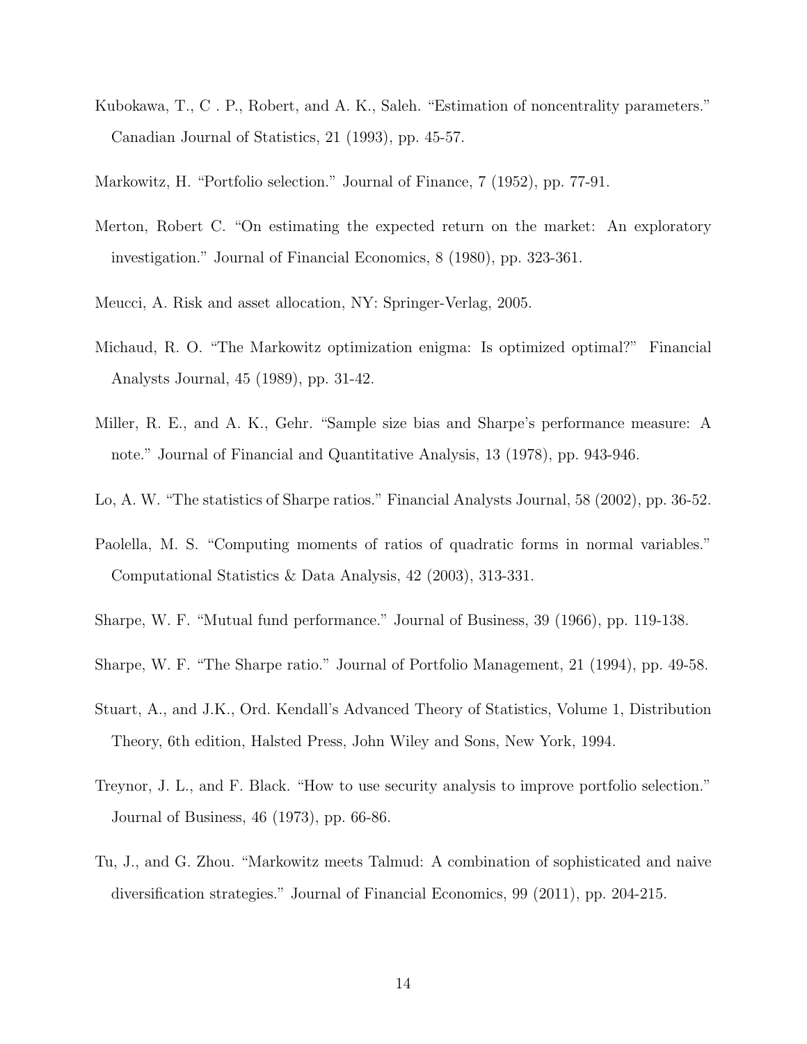Kubokawa, T., C . P., Robert, and A. K., Saleh. "Estimation of noncentrality parameters." Canadian Journal of Statistics, 21 (1993), pp. 45-57.

Markowitz, H. "Portfolio selection." Journal of Finance, 7 (1952), pp. 77-91.

Merton, Robert C. "On estimating the expected return on the market: An exploratory investigation." Journal of Financial Economics, 8 (1980), pp. 323-361.

Meucci, A. Risk and asset allocation, NY: Springer-Verlag, 2005.

Michaud, R. O. "The Markowitz optimization enigma: Is optimized optimal?" Financial Analysts Journal, 45 (1989), pp. 31-42.

Miller, R. E., and A. K., Gehr. "Sample size bias and Sharpe's performance measure: A note." Journal of Financial and Quantitative Analysis, 13 (1978), pp. 943-946.

Lo, A. W. "The statistics of Sharpe ratios." Financial Analysts Journal, 58 (2002), pp. 36-52.

Paolella, M. S. "Computing moments of ratios of quadratic forms in normal variables." Computational Statistics & Data Analysis, 42 (2003), 313-331.

Sharpe, W. F. "Mutual fund performance." Journal of Business, 39 (1966), pp. 119-138.

Sharpe, W. F. "The Sharpe ratio." Journal of Portfolio Management, 21 (1994), pp. 49-58.

Stuart, A., and J.K., Ord. Kendall's Advanced Theory of Statistics, Volume 1, Distribution Theory, 6th edition, Halsted Press, John Wiley and Sons, New York, 1994.

Treynor, J. L., and F. Black. "How to use security analysis to improve portfolio selection." Journal of Business, 46 (1973), pp. 66-86.

Tu, J., and G. Zhou. "Markowitz meets Talmud: A combination of sophisticated and naive diversification strategies." Journal of Financial Economics, 99 (2011), pp. 204-215.